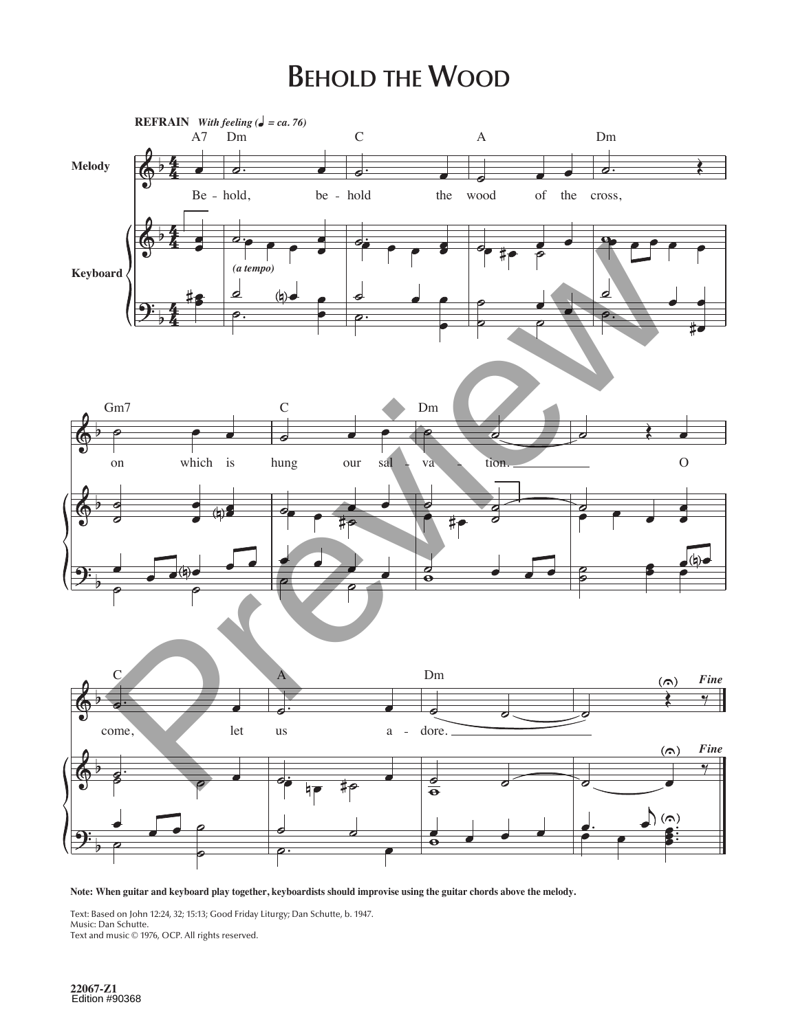# Behold the Wood

**REFRAIN** *With feeling (♩ = ca. 76)*

A7 Dm C A Dm

Be - hold, be - hold the wood of the cross,

*(a tempo)*

Gm7 C Dm

on which is hung our sal - va - tion. O

C A Dm

come, let us a - dore.

*Fine*

**Note: When guitar and keyboard play together, keyboardists should improvise using the guitar chords above the melody.**

Text: Based on John 12:24, 32; 15:13; Good Friday Liturgy; Dan Schutte, b. 1947.
Music: Dan Schutte.
Text and music © 1976, OCP. All rights reserved.

**22067-Z1**
Edition #90368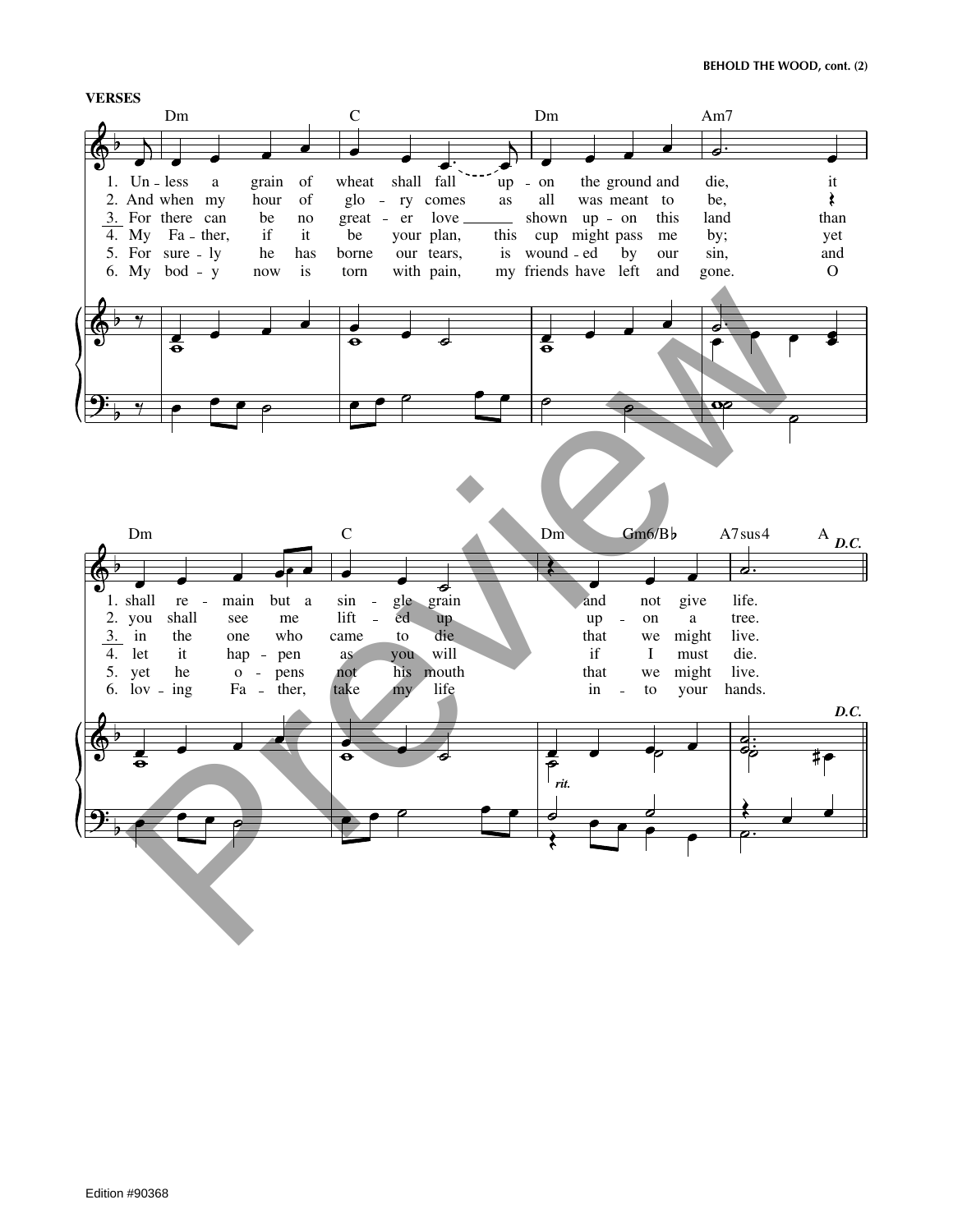**VERSES**

Dm C Dm Am7

1. Unless a grain of wheat shall fall upon the ground and die, it
2. And when my hour of glory comes as all was meant to be,
3. For there can be no greater love shown upon this land than
4. My Father, if it be your plan, this cup might pass me by; yet
5. For surely he has borne our tears, is wounded by our sin, and
6. My body now is torn with pain, my friends have left and gone. O

Dm C Dm Gm6/B♭ A7sus4 A *D.C.*

1. shall remain but a single grain and not give life.
2. you shall see me lifted up upon a tree.
3. in the one who came to die that we might live.
4. let it happen as you will if I must die.
5. yet he opens not his mouth that we might live.
6. loving Father, take my life into your hands.

*rit.*

*D.C.*

Edition #90368